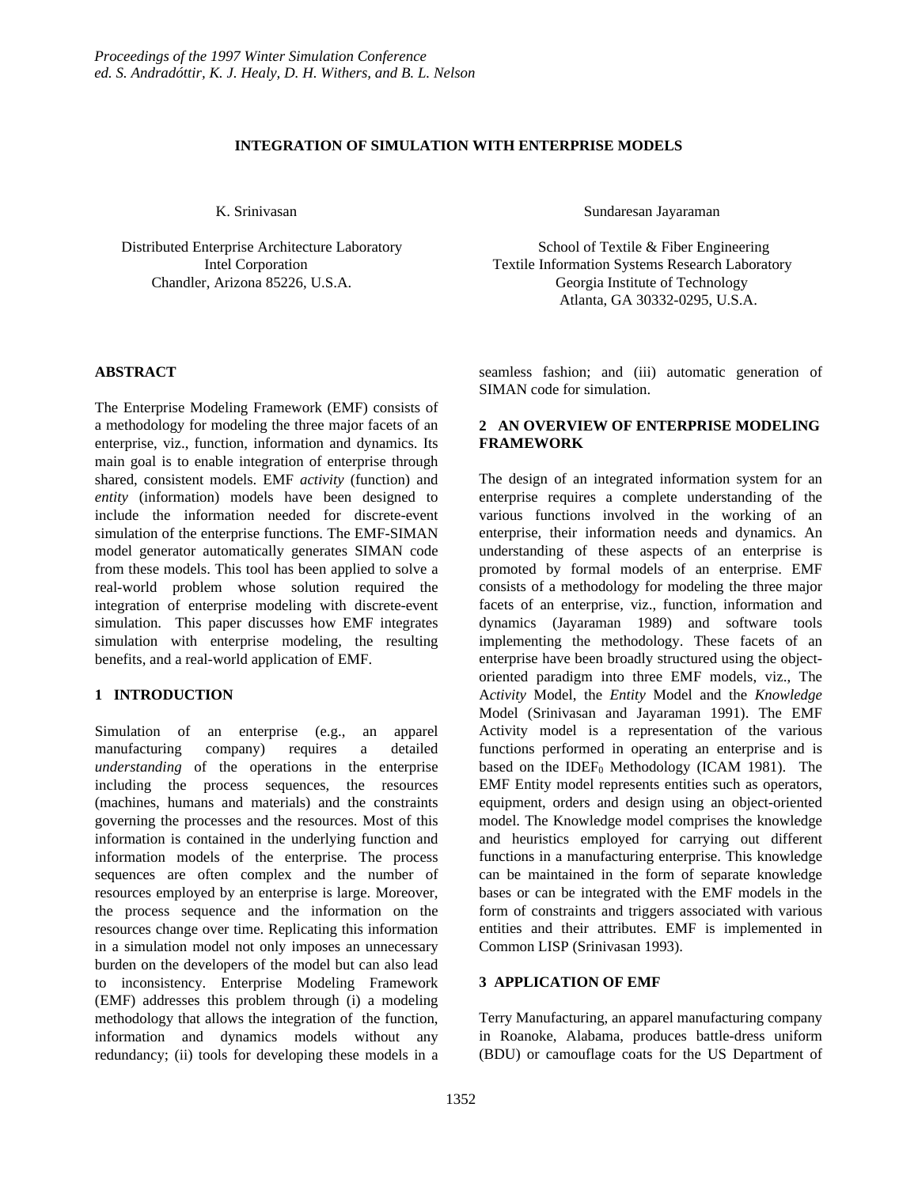# INTEGRATION OF SIMULATION WITH ENTERPRISE MODELS

K. Srinivasan

Distributed Enterprise Architecture Laboratory
Intel Corporation
Chandler, Arizona 85226, U.S.A.

Sundaresan Jayaraman

School of Textile & Fiber Engineering
Textile Information Systems Research Laboratory
Georgia Institute of Technology
Atlanta, GA 30332-0295, U.S.A.

## ABSTRACT

The Enterprise Modeling Framework (EMF) consists of a methodology for modeling the three major facets of an enterprise, viz., function, information and dynamics. Its main goal is to enable integration of enterprise through shared, consistent models. EMF *activity* (function) and *entity* (information) models have been designed to include the information needed for discrete-event simulation of the enterprise functions. The EMF-SIMAN model generator automatically generates SIMAN code from these models. This tool has been applied to solve a real-world problem whose solution required the integration of enterprise modeling with discrete-event simulation. This paper discusses how EMF integrates simulation with enterprise modeling, the resulting benefits, and a real-world application of EMF.

## 1 INTRODUCTION

Simulation of an enterprise (e.g., an apparel manufacturing company) requires a detailed *understanding* of the operations in the enterprise including the process sequences, the resources (machines, humans and materials) and the constraints governing the processes and the resources. Most of this information is contained in the underlying function and information models of the enterprise. The process sequences are often complex and the number of resources employed by an enterprise is large. Moreover, the process sequence and the information on the resources change over time. Replicating this information in a simulation model not only imposes an unnecessary burden on the developers of the model but can also lead to inconsistency. Enterprise Modeling Framework (EMF) addresses this problem through (i) a modeling methodology that allows the integration of the function, information and dynamics models without any redundancy; (ii) tools for developing these models in a seamless fashion; and (iii) automatic generation of SIMAN code for simulation.

## 2 AN OVERVIEW OF ENTERPRISE MODELING FRAMEWORK

The design of an integrated information system for an enterprise requires a complete understanding of the various functions involved in the working of an enterprise, their information needs and dynamics. An understanding of these aspects of an enterprise is promoted by formal models of an enterprise. EMF consists of a methodology for modeling the three major facets of an enterprise, viz., function, information and dynamics (Jayaraman 1989) and software tools implementing the methodology. These facets of an enterprise have been broadly structured using the object-oriented paradigm into three EMF models, viz., The A*ctivity* Model, the *Entity* Model and the *Knowledge* Model (Srinivasan and Jayaraman 1991). The EMF Activity model is a representation of the various functions performed in operating an enterprise and is based on the $IDEF_0$ Methodology (ICAM 1981). The EMF Entity model represents entities such as operators, equipment, orders and design using an object-oriented model. The Knowledge model comprises the knowledge and heuristics employed for carrying out different functions in a manufacturing enterprise. This knowledge can be maintained in the form of separate knowledge bases or can be integrated with the EMF models in the form of constraints and triggers associated with various entities and their attributes. EMF is implemented in Common LISP (Srinivasan 1993).

## 3 APPLICATION OF EMF

Terry Manufacturing, an apparel manufacturing company in Roanoke, Alabama, produces battle-dress uniform (BDU) or camouflage coats for the US Department of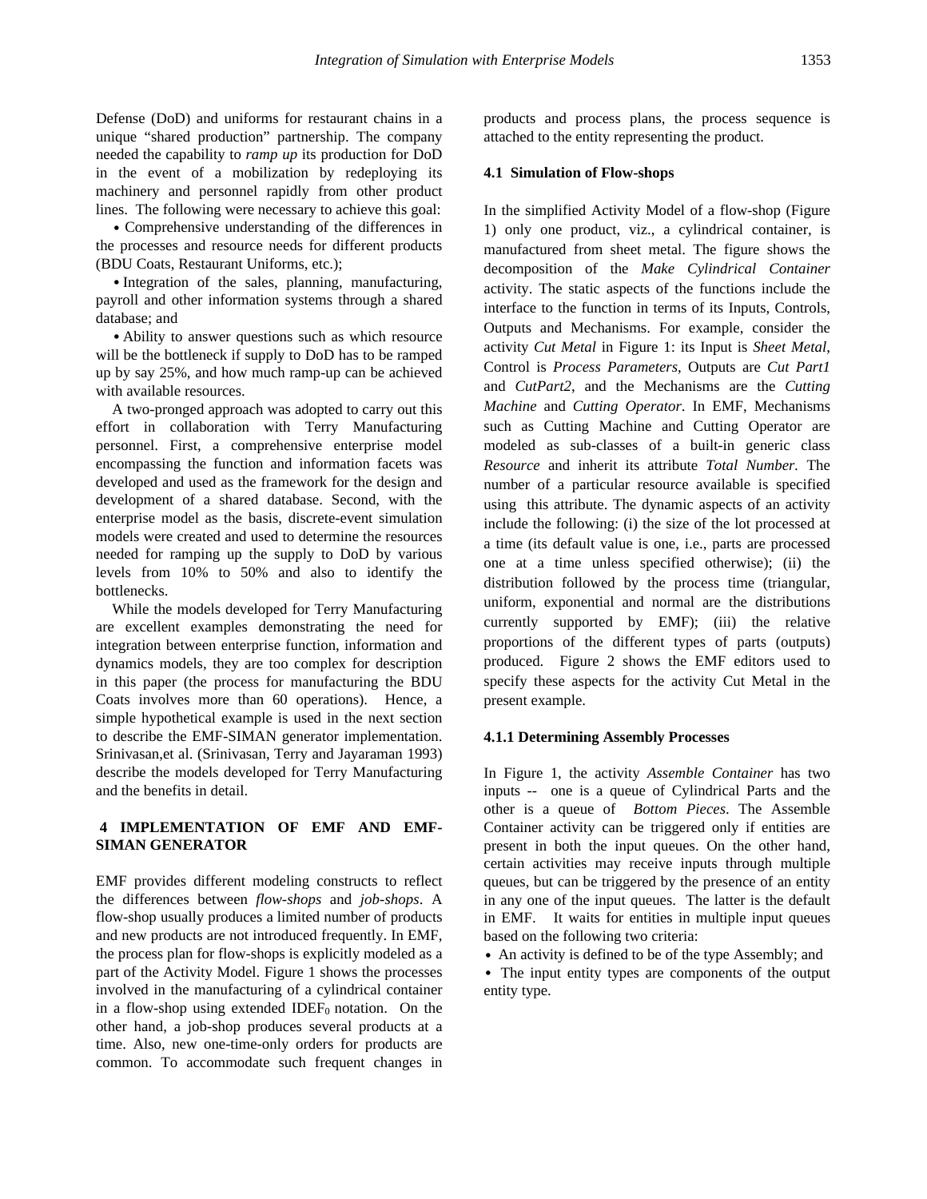Defense (DoD) and uniforms for restaurant chains in a unique "shared production" partnership. The company needed the capability to *ramp up* its production for DoD in the event of a mobilization by redeploying its machinery and personnel rapidly from other product lines. The following were necessary to achieve this goal:

- Comprehensive understanding of the differences in the processes and resource needs for different products (BDU Coats, Restaurant Uniforms, etc.);
- Integration of the sales, planning, manufacturing, payroll and other information systems through a shared database; and
- Ability to answer questions such as which resource will be the bottleneck if supply to DoD has to be ramped up by say 25%, and how much ramp-up can be achieved with available resources.

A two-pronged approach was adopted to carry out this effort in collaboration with Terry Manufacturing personnel. First, a comprehensive enterprise model encompassing the function and information facets was developed and used as the framework for the design and development of a shared database. Second, with the enterprise model as the basis, discrete-event simulation models were created and used to determine the resources needed for ramping up the supply to DoD by various levels from 10% to 50% and also to identify the bottlenecks.

While the models developed for Terry Manufacturing are excellent examples demonstrating the need for integration between enterprise function, information and dynamics models, they are too complex for description in this paper (the process for manufacturing the BDU Coats involves more than 60 operations). Hence, a simple hypothetical example is used in the next section to describe the EMF-SIMAN generator implementation. Srinivasan,et al. (Srinivasan, Terry and Jayaraman 1993) describe the models developed for Terry Manufacturing and the benefits in detail.

## 4 IMPLEMENTATION OF EMF AND EMF-SIMAN GENERATOR

EMF provides different modeling constructs to reflect the differences between *flow-shops* and *job-shops*. A flow-shop usually produces a limited number of products and new products are not introduced frequently. In EMF, the process plan for flow-shops is explicitly modeled as a part of the Activity Model. Figure 1 shows the processes involved in the manufacturing of a cylindrical container in a flow-shop using extended $\text{IDEF}_0$ notation. On the other hand, a job-shop produces several products at a time. Also, new one-time-only orders for products are common. To accommodate such frequent changes in products and process plans, the process sequence is attached to the entity representing the product.

### 4.1 Simulation of Flow-shops

In the simplified Activity Model of a flow-shop (Figure 1) only one product, viz., a cylindrical container, is manufactured from sheet metal. The figure shows the decomposition of the *Make Cylindrical Container* activity. The static aspects of the functions include the interface to the function in terms of its Inputs, Controls, Outputs and Mechanisms. For example, consider the activity *Cut Metal* in Figure 1: its Input is *Sheet Metal*, Control is *Process Parameters*, Outputs are *Cut Part1* and *CutPart2*, and the Mechanisms are the *Cutting Machine* and *Cutting Operator*. In EMF, Mechanisms such as Cutting Machine and Cutting Operator are modeled as sub-classes of a built-in generic class *Resource* and inherit its attribute *Total Number.* The number of a particular resource available is specified using this attribute. The dynamic aspects of an activity include the following: (i) the size of the lot processed at a time (its default value is one, i.e., parts are processed one at a time unless specified otherwise); (ii) the distribution followed by the process time (triangular, uniform, exponential and normal are the distributions currently supported by EMF); (iii) the relative proportions of the different types of parts (outputs) produced. Figure 2 shows the EMF editors used to specify these aspects for the activity Cut Metal in the present example.

#### 4.1.1 Determining Assembly Processes

In Figure 1, the activity *Assemble Container* has two inputs -- one is a queue of Cylindrical Parts and the other is a queue of *Bottom Pieces*. The Assemble Container activity can be triggered only if entities are present in both the input queues. On the other hand, certain activities may receive inputs through multiple queues, but can be triggered by the presence of an entity in any one of the input queues. The latter is the default in EMF. It waits for entities in multiple input queues based on the following two criteria:

- An activity is defined to be of the type Assembly; and
- The input entity types are components of the output entity type.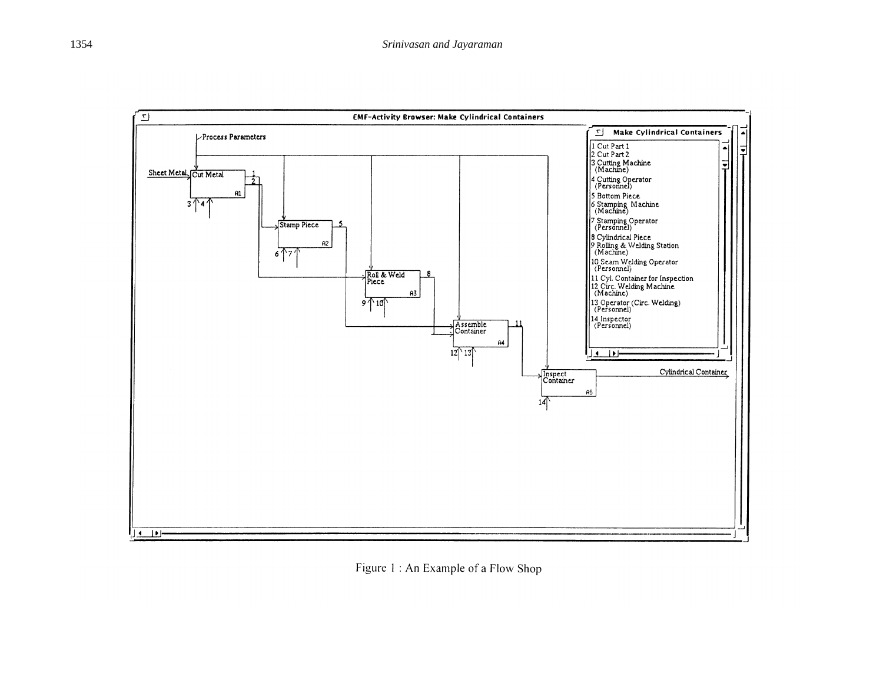Figure 1 : An Example of a Flow Shop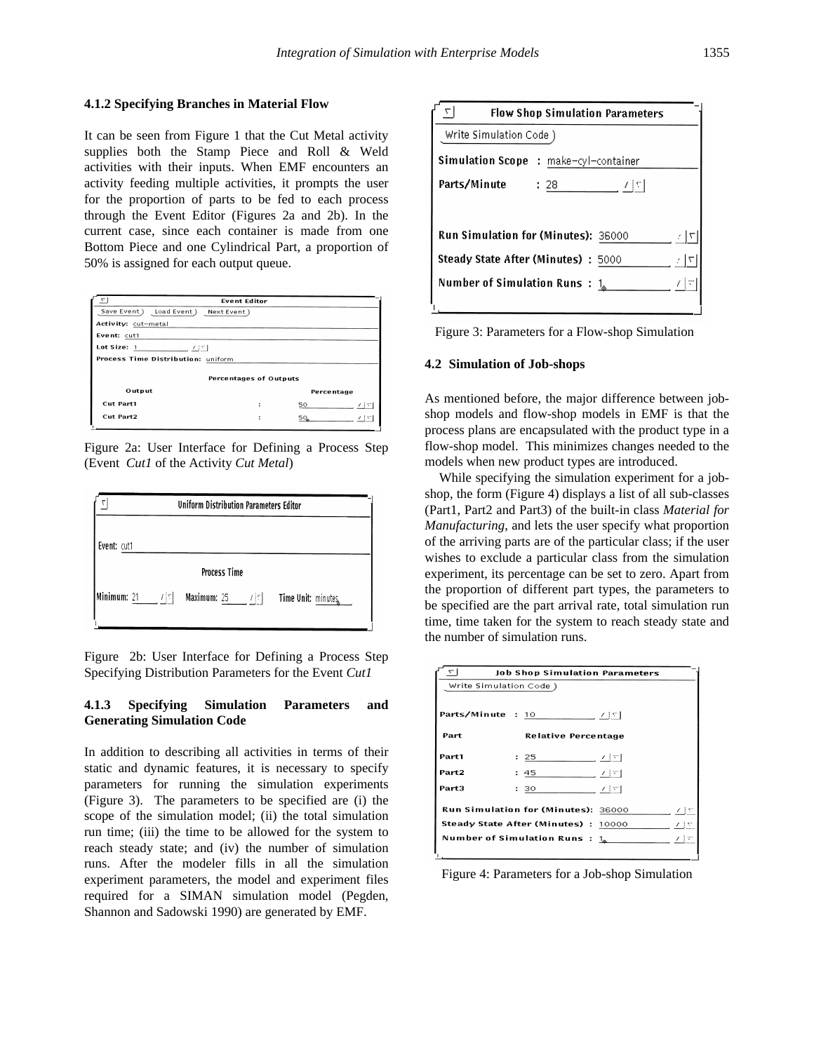#### 4.1.2 Specifying Branches in Material Flow

It can be seen from Figure 1 that the Cut Metal activity supplies both the Stamp Piece and Roll & Weld activities with their inputs. When EMF encounters an activity feeding multiple activities, it prompts the user for the proportion of parts to be fed to each process through the Event Editor (Figures 2a and 2b). In the current case, since each container is made from one Bottom Piece and one Cylindrical Part, a proportion of 50% is assigned for each output queue.

Figure 2a: User Interface for Defining a Process Step (Event *Cut1* of the Activity *Cut Metal*)

Figure 2b: User Interface for Defining a Process Step Specifying Distribution Parameters for the Event *Cut1*

#### 4.1.3 Specifying Simulation Parameters and Generating Simulation Code

In addition to describing all activities in terms of their static and dynamic features, it is necessary to specify parameters for running the simulation experiments (Figure 3). The parameters to be specified are (i) the scope of the simulation model; (ii) the total simulation run time; (iii) the time to be allowed for the system to reach steady state; and (iv) the number of simulation runs. After the modeler fills in all the simulation experiment parameters, the model and experiment files required for a SIMAN simulation model (Pegden, Shannon and Sadowski 1990) are generated by EMF.

Figure 3: Parameters for a Flow-shop Simulation

### 4.2 Simulation of Job-shops

As mentioned before, the major difference between job-shop models and flow-shop models in EMF is that the process plans are encapsulated with the product type in a flow-shop model. This minimizes changes needed to the models when new product types are introduced.

While specifying the simulation experiment for a job-shop, the form (Figure 4) displays a list of all sub-classes (Part1, Part2 and Part3) of the built-in class *Material for Manufacturing*, and lets the user specify what proportion of the arriving parts are of the particular class; if the user wishes to exclude a particular class from the simulation experiment, its percentage can be set to zero. Apart from the proportion of different part types, the parameters to be specified are the part arrival rate, total simulation run time, time taken for the system to reach steady state and the number of simulation runs.

Figure 4: Parameters for a Job-shop Simulation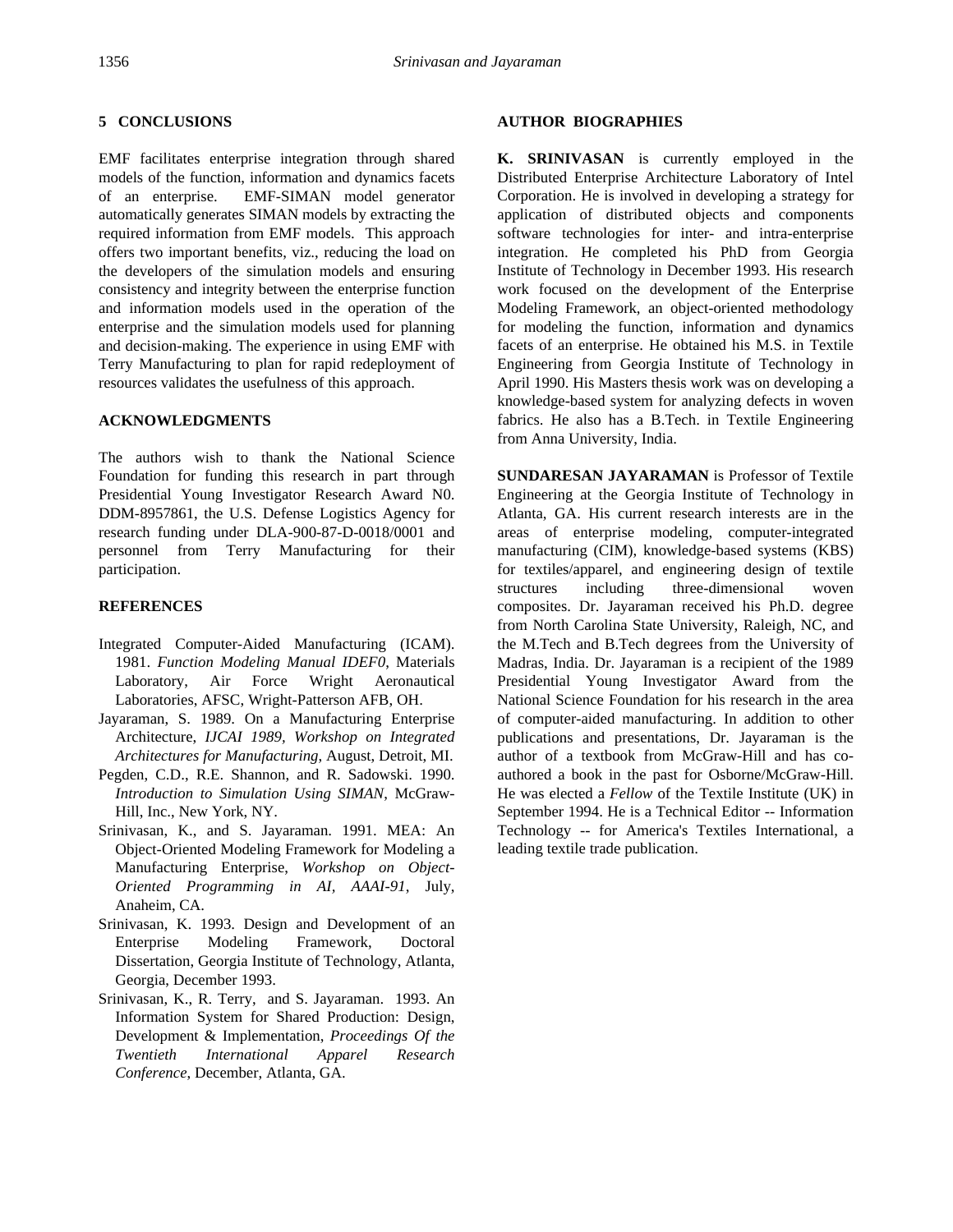## 5 CONCLUSIONS

EMF facilitates enterprise integration through shared models of the function, information and dynamics facets of an enterprise. EMF-SIMAN model generator automatically generates SIMAN models by extracting the required information from EMF models. This approach offers two important benefits, viz., reducing the load on the developers of the simulation models and ensuring consistency and integrity between the enterprise function and information models used in the operation of the enterprise and the simulation models used for planning and decision-making. The experience in using EMF with Terry Manufacturing to plan for rapid redeployment of resources validates the usefulness of this approach.

## ACKNOWLEDGMENTS

The authors wish to thank the National Science Foundation for funding this research in part through Presidential Young Investigator Research Award N0. DDM-8957861, the U.S. Defense Logistics Agency for research funding under DLA-900-87-D-0018/0001 and personnel from Terry Manufacturing for their participation.

## REFERENCES

Integrated Computer-Aided Manufacturing (ICAM). 1981. *Function Modeling Manual IDEF0*, Materials Laboratory, Air Force Wright Aeronautical Laboratories, AFSC, Wright-Patterson AFB, OH.

Jayaraman, S. 1989. On a Manufacturing Enterprise Architecture, *IJCAI 1989, Workshop on Integrated Architectures for Manufacturing*, August, Detroit, MI.

Pegden, C.D., R.E. Shannon, and R. Sadowski. 1990. *Introduction to Simulation Using SIMAN*, McGraw-Hill, Inc., New York, NY.

Srinivasan, K., and S. Jayaraman. 1991. MEA: An Object-Oriented Modeling Framework for Modeling a Manufacturing Enterprise, *Workshop on Object-Oriented Programming in AI, AAAI-91*, July, Anaheim, CA.

Srinivasan, K. 1993. Design and Development of an Enterprise Modeling Framework, Doctoral Dissertation, Georgia Institute of Technology, Atlanta, Georgia, December 1993.

Srinivasan, K., R. Terry, and S. Jayaraman. 1993. An Information System for Shared Production: Design, Development & Implementation, *Proceedings Of the Twentieth International Apparel Research Conference*, December, Atlanta, GA.

## AUTHOR BIOGRAPHIES

**K. SRINIVASAN** is currently employed in the Distributed Enterprise Architecture Laboratory of Intel Corporation. He is involved in developing a strategy for application of distributed objects and components software technologies for inter- and intra-enterprise integration. He completed his PhD from Georgia Institute of Technology in December 1993. His research work focused on the development of the Enterprise Modeling Framework, an object-oriented methodology for modeling the function, information and dynamics facets of an enterprise. He obtained his M.S. in Textile Engineering from Georgia Institute of Technology in April 1990. His Masters thesis work was on developing a knowledge-based system for analyzing defects in woven fabrics. He also has a B.Tech. in Textile Engineering from Anna University, India.

**SUNDARESAN JAYARAMAN** is Professor of Textile Engineering at the Georgia Institute of Technology in Atlanta, GA. His current research interests are in the areas of enterprise modeling, computer-integrated manufacturing (CIM), knowledge-based systems (KBS) for textiles/apparel, and engineering design of textile structures including three-dimensional woven composites. Dr. Jayaraman received his Ph.D. degree from North Carolina State University, Raleigh, NC, and the M.Tech and B.Tech degrees from the University of Madras, India. Dr. Jayaraman is a recipient of the 1989 Presidential Young Investigator Award from the National Science Foundation for his research in the area of computer-aided manufacturing. In addition to other publications and presentations, Dr. Jayaraman is the author of a textbook from McGraw-Hill and has co-authored a book in the past for Osborne/McGraw-Hill. He was elected a *Fellow* of the Textile Institute (UK) in September 1994. He is a Technical Editor -- Information Technology -- for America's Textiles International, a leading textile trade publication.